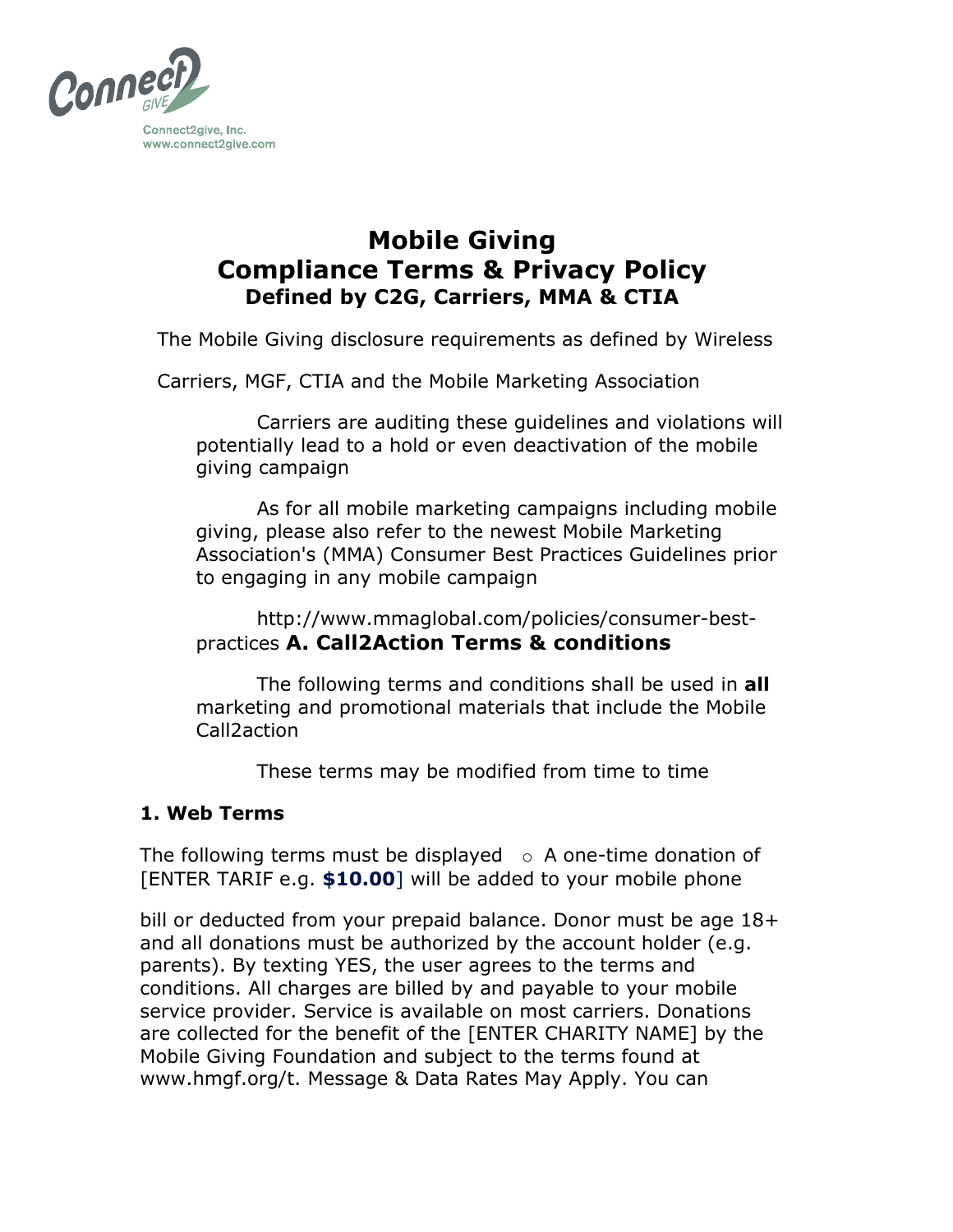Connect2give, Inc.
www.connect2give.com

# Mobile Giving
# Compliance Terms & Privacy Policy
### Defined by C2G, Carriers, MMA & CTIA

The Mobile Giving disclosure requirements as defined by Wireless Carriers, MGF, CTIA and the Mobile Marketing Association

Carriers are auditing these guidelines and violations will potentially lead to a hold or even deactivation of the mobile giving campaign

As for all mobile marketing campaigns including mobile giving, please also refer to the newest Mobile Marketing Association's (MMA) Consumer Best Practices Guidelines prior to engaging in any mobile campaign

http://www.mmaglobal.com/policies/consumer-best-practices

## A. Call2Action Terms & conditions

The following terms and conditions shall be used in **all** marketing and promotional materials that include the Mobile Call2action

These terms may be modified from time to time

### 1. Web Terms

The following terms must be displayed

- A one-time donation of [ENTER TARIF e.g. **$10.00**] will be added to your mobile phone bill or deducted from your prepaid balance. Donor must be age 18+ and all donations must be authorized by the account holder (e.g. parents). By texting YES, the user agrees to the terms and conditions. All charges are billed by and payable to your mobile service provider. Service is available on most carriers. Donations are collected for the benefit of the [ENTER CHARITY NAME] by the Mobile Giving Foundation and subject to the terms found at www.hmgf.org/t. Message & Data Rates May Apply. You can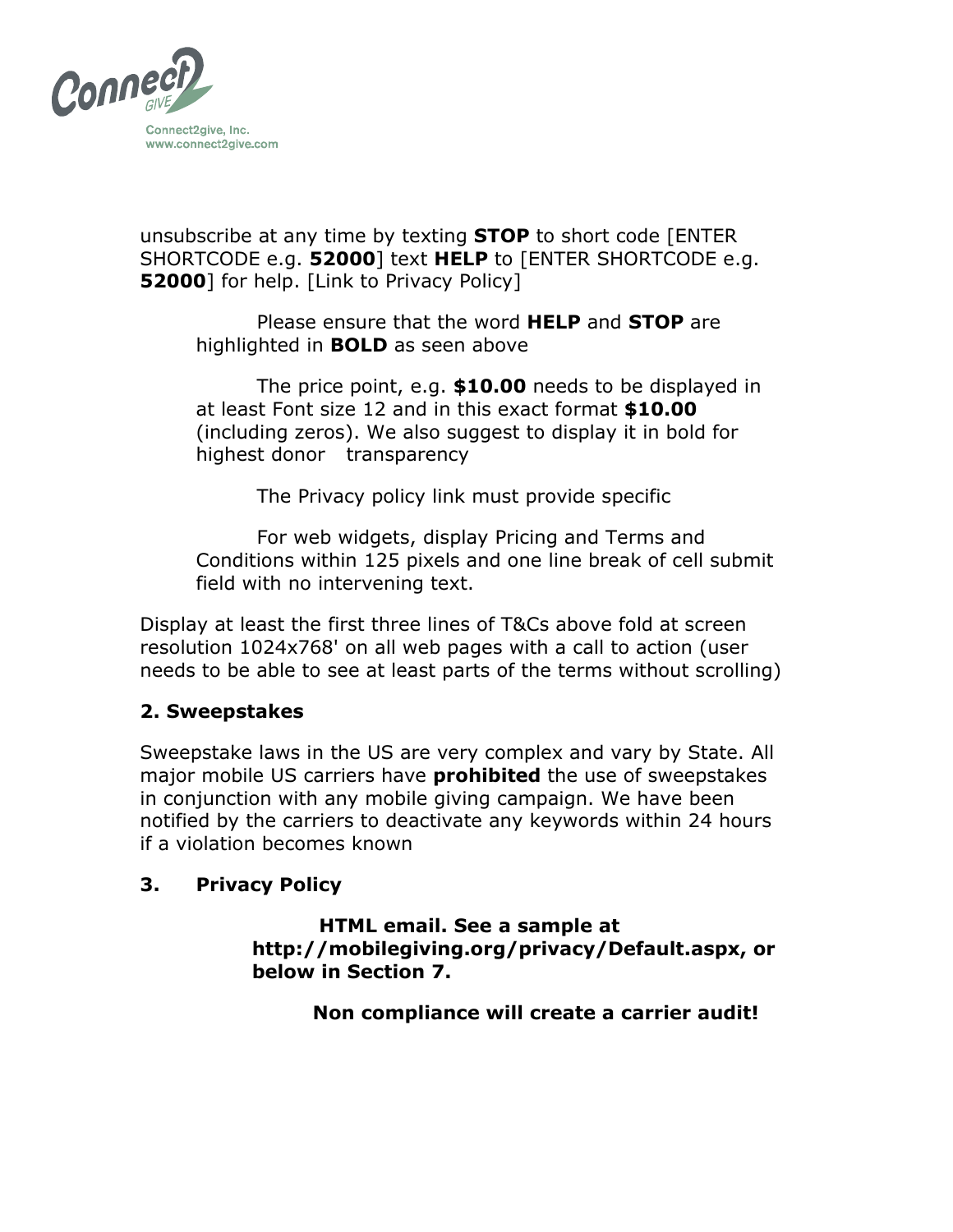unsubscribe at any time by texting **STOP** to short code [ENTER SHORTCODE e.g. **52000**] text **HELP** to [ENTER SHORTCODE e.g. **52000**] for help. [Link to Privacy Policy]

Please ensure that the word **HELP** and **STOP** are highlighted in **BOLD** as seen above

The price point, e.g. **$10.00** needs to be displayed in at least Font size 12 and in this exact format **$10.00** (including zeros). We also suggest to display it in bold for highest donor transparency

The Privacy policy link must provide specific

For web widgets, display Pricing and Terms and Conditions within 125 pixels and one line break of cell submit field with no intervening text.

Display at least the first three lines of T&Cs above fold at screen resolution 1024x768' on all web pages with a call to action (user needs to be able to see at least parts of the terms without scrolling)

**2. Sweepstakes**

Sweepstake laws in the US are very complex and vary by State. All major mobile US carriers have **prohibited** the use of sweepstakes in conjunction with any mobile giving campaign. We have been notified by the carriers to deactivate any keywords within 24 hours if a violation becomes known

**3. Privacy Policy**

**HTML email. See a sample at http://mobilegiving.org/privacy/Default.aspx, or below in Section 7.**

**Non compliance will create a carrier audit!**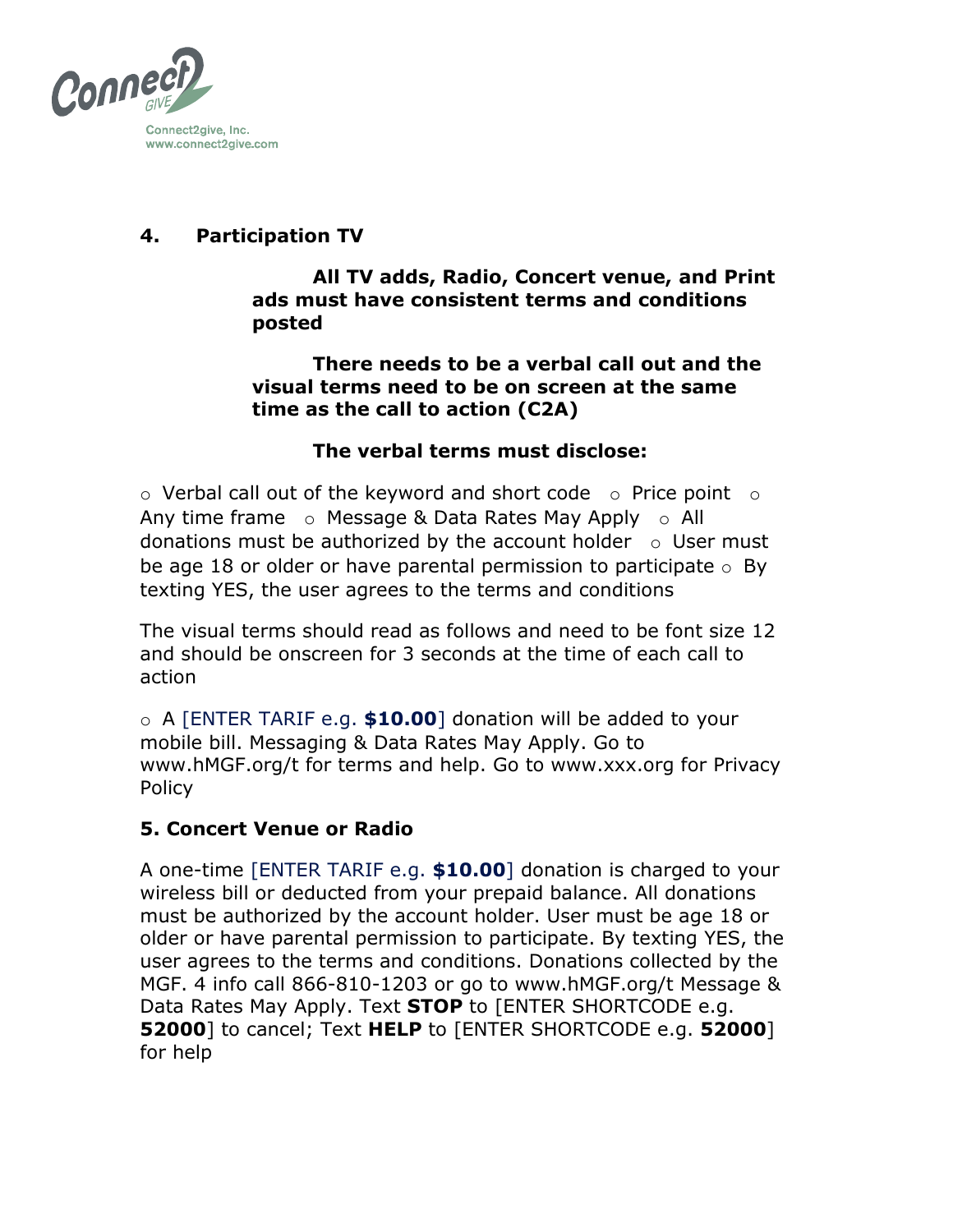## 4. Participation TV

**All TV adds, Radio, Concert venue, and Print ads must have consistent terms and conditions posted**

**There needs to be a verbal call out and the visual terms need to be on screen at the same time as the call to action (C2A)**

**The verbal terms must disclose:**

- Verbal call out of the keyword and short code
- Price point
- Any time frame
- Message & Data Rates May Apply
- All donations must be authorized by the account holder
- User must be age 18 or older or have parental permission to participate
- By texting YES, the user agrees to the terms and conditions

The visual terms should read as follows and need to be font size 12 and should be onscreen for 3 seconds at the time of each call to action

- A [ENTER TARIF e.g. **$10.00**] donation will be added to your mobile bill. Messaging & Data Rates May Apply. Go to www.hMGF.org/t for terms and help. Go to www.xxx.org for Privacy Policy

## 5. Concert Venue or Radio

A one-time [ENTER TARIF e.g. **$10.00**] donation is charged to your wireless bill or deducted from your prepaid balance. All donations must be authorized by the account holder. User must be age 18 or older or have parental permission to participate. By texting YES, the user agrees to the terms and conditions. Donations collected by the MGF. 4 info call 866-810-1203 or go to www.hMGF.org/t Message & Data Rates May Apply. Text **STOP** to [ENTER SHORTCODE e.g. **52000**] to cancel; Text **HELP** to [ENTER SHORTCODE e.g. **52000**] for help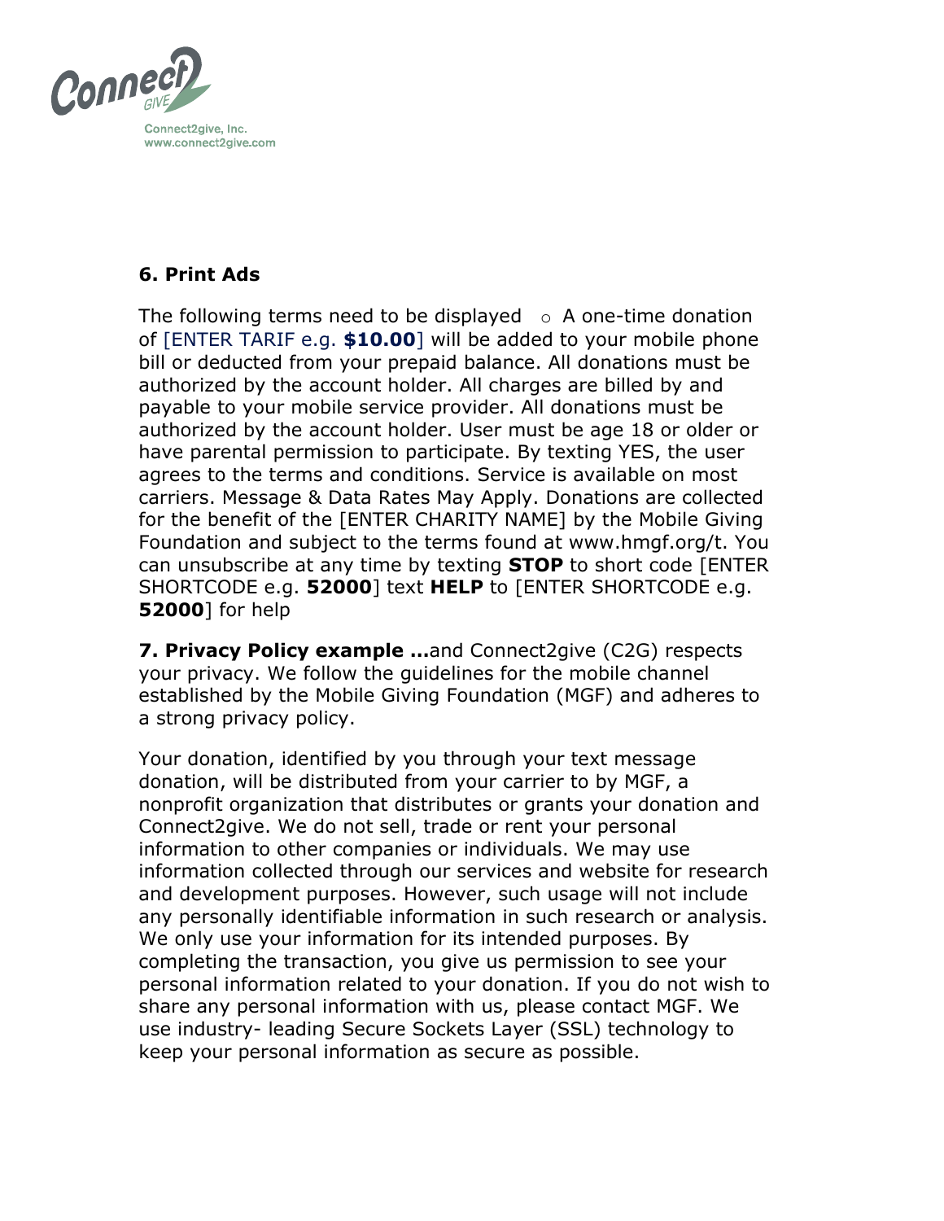**Connect2give, Inc.**
www.connect2give.com

**6. Print Ads**

The following terms need to be displayed ○ A one-time donation of [ENTER TARIF e.g. **$10.00**] will be added to your mobile phone bill or deducted from your prepaid balance. All donations must be authorized by the account holder. All charges are billed by and payable to your mobile service provider. All donations must be authorized by the account holder. User must be age 18 or older or have parental permission to participate. By texting YES, the user agrees to the terms and conditions. Service is available on most carriers. Message & Data Rates May Apply. Donations are collected for the benefit of the [ENTER CHARITY NAME] by the Mobile Giving Foundation and subject to the terms found at www.hmgf.org/t. You can unsubscribe at any time by texting **STOP** to short code [ENTER SHORTCODE e.g. **52000**] text **HELP** to [ENTER SHORTCODE e.g. **52000**] for help

**7. Privacy Policy example …**and Connect2give (C2G) respects your privacy. We follow the guidelines for the mobile channel established by the Mobile Giving Foundation (MGF) and adheres to a strong privacy policy.

Your donation, identified by you through your text message donation, will be distributed from your carrier to by MGF, a nonprofit organization that distributes or grants your donation and Connect2give. We do not sell, trade or rent your personal information to other companies or individuals. We may use information collected through our services and website for research and development purposes. However, such usage will not include any personally identifiable information in such research or analysis. We only use your information for its intended purposes. By completing the transaction, you give us permission to see your personal information related to your donation. If you do not wish to share any personal information with us, please contact MGF. We use industry- leading Secure Sockets Layer (SSL) technology to keep your personal information as secure as possible.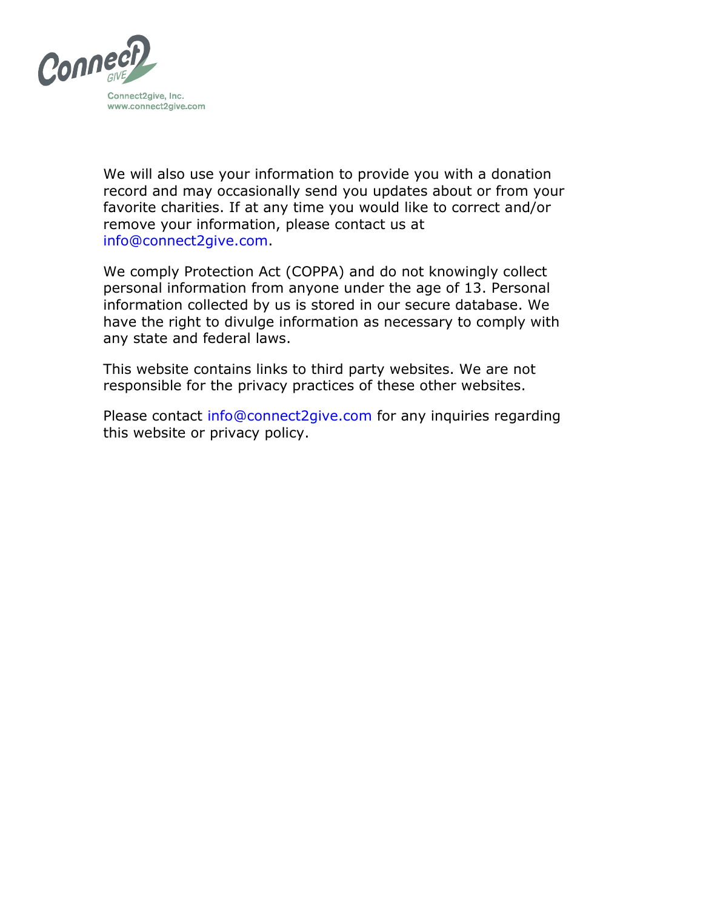We will also use your information to provide you with a donation record and may occasionally send you updates about or from your favorite charities. If at any time you would like to correct and/or remove your information, please contact us at info@connect2give.com.

We comply Protection Act (COPPA) and do not knowingly collect personal information from anyone under the age of 13. Personal information collected by us is stored in our secure database. We have the right to divulge information as necessary to comply with any state and federal laws.

This website contains links to third party websites. We are not responsible for the privacy practices of these other websites.

Please contact info@connect2give.com for any inquiries regarding this website or privacy policy.